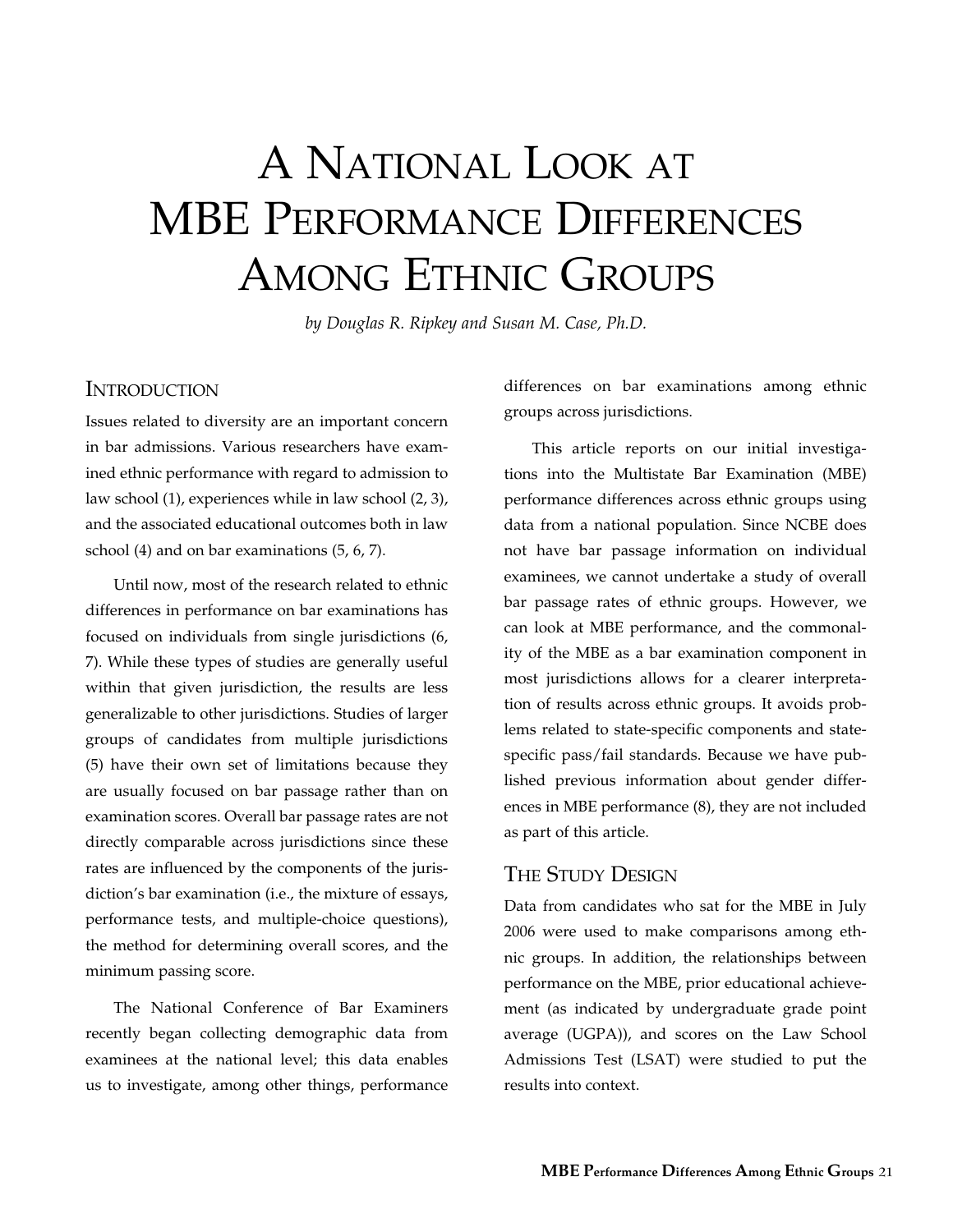# A National Look at MBE Performance Differences Among Ethnic Groups

*by Douglas R. Ripkey and Susan M. Case, Ph.D.*

## Introduction

Issues related to diversity are an important concern in bar admissions. Various researchers have examined ethnic performance with regard to admission to law school (1), experiences while in law school (2, 3), and the associated educational outcomes both in law school (4) and on bar examinations (5, 6, 7).

Until now, most of the research related to ethnic differences in performance on bar examinations has focused on individuals from single jurisdictions (6, 7). While these types of studies are generally useful within that given jurisdiction, the results are less generalizable to other jurisdictions. Studies of larger groups of candidates from multiple jurisdictions (5) have their own set of limitations because they are usually focused on bar passage rather than on examination scores. Overall bar passage rates are not directly comparable across jurisdictions since these rates are influenced by the components of the jurisdiction's bar examination (i.e., the mixture of essays, performance tests, and multiple-choice questions), the method for determining overall scores, and the minimum passing score.

The National Conference of Bar Examiners recently began collecting demographic data from examinees at the national level; this data enables us to investigate, among other things, performance differences on bar examinations among ethnic groups across jurisdictions.

This article reports on our initial investigations into the Multistate Bar Examination (MBE) performance differences across ethnic groups using data from a national population. Since NCBE does not have bar passage information on individual examinees, we cannot undertake a study of overall bar passage rates of ethnic groups. However, we can look at MBE performance, and the commonality of the MBE as a bar examination component in most jurisdictions allows for a clearer interpretation of results across ethnic groups. It avoids problems related to state-specific components and state-specific pass/fail standards. Because we have published previous information about gender differences in MBE performance (8), they are not included as part of this article.

## The Study Design

Data from candidates who sat for the MBE in July 2006 were used to make comparisons among ethnic groups. In addition, the relationships between performance on the MBE, prior educational achievement (as indicated by undergraduate grade point average (UGPA)), and scores on the Law School Admissions Test (LSAT) were studied to put the results into context.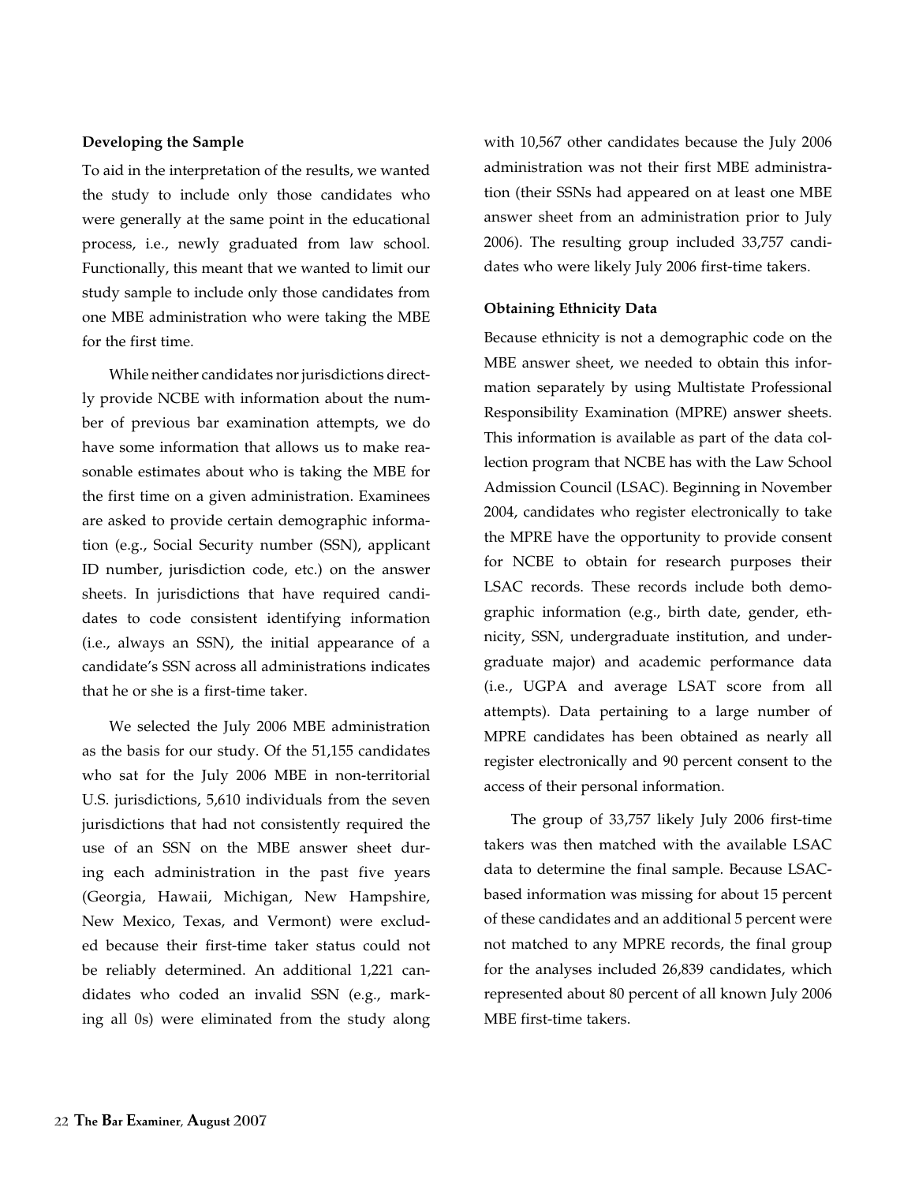### Developing the Sample

To aid in the interpretation of the results, we wanted the study to include only those candidates who were generally at the same point in the educational process, i.e., newly graduated from law school. Functionally, this meant that we wanted to limit our study sample to include only those candidates from one MBE administration who were taking the MBE for the first time.

While neither candidates nor jurisdictions directly provide NCBE with information about the number of previous bar examination attempts, we do have some information that allows us to make reasonable estimates about who is taking the MBE for the first time on a given administration. Examinees are asked to provide certain demographic information (e.g., Social Security number (SSN), applicant ID number, jurisdiction code, etc.) on the answer sheets. In jurisdictions that have required candidates to code consistent identifying information (i.e., always an SSN), the initial appearance of a candidate's SSN across all administrations indicates that he or she is a first-time taker.

We selected the July 2006 MBE administration as the basis for our study. Of the 51,155 candidates who sat for the July 2006 MBE in non-territorial U.S. jurisdictions, 5,610 individuals from the seven jurisdictions that had not consistently required the use of an SSN on the MBE answer sheet during each administration in the past five years (Georgia, Hawaii, Michigan, New Hampshire, New Mexico, Texas, and Vermont) were excluded because their first-time taker status could not be reliably determined. An additional 1,221 candidates who coded an invalid SSN (e.g., marking all 0s) were eliminated from the study along with 10,567 other candidates because the July 2006 administration was not their first MBE administration (their SSNs had appeared on at least one MBE answer sheet from an administration prior to July 2006). The resulting group included 33,757 candidates who were likely July 2006 first-time takers.

### Obtaining Ethnicity Data

Because ethnicity is not a demographic code on the MBE answer sheet, we needed to obtain this information separately by using Multistate Professional Responsibility Examination (MPRE) answer sheets. This information is available as part of the data collection program that NCBE has with the Law School Admission Council (LSAC). Beginning in November 2004, candidates who register electronically to take the MPRE have the opportunity to provide consent for NCBE to obtain for research purposes their LSAC records. These records include both demographic information (e.g., birth date, gender, ethnicity, SSN, undergraduate institution, and undergraduate major) and academic performance data (i.e., UGPA and average LSAT score from all attempts). Data pertaining to a large number of MPRE candidates has been obtained as nearly all register electronically and 90 percent consent to the access of their personal information.

The group of 33,757 likely July 2006 first-time takers was then matched with the available LSAC data to determine the final sample. Because LSAC-based information was missing for about 15 percent of these candidates and an additional 5 percent were not matched to any MPRE records, the final group for the analyses included 26,839 candidates, which represented about 80 percent of all known July 2006 MBE first-time takers.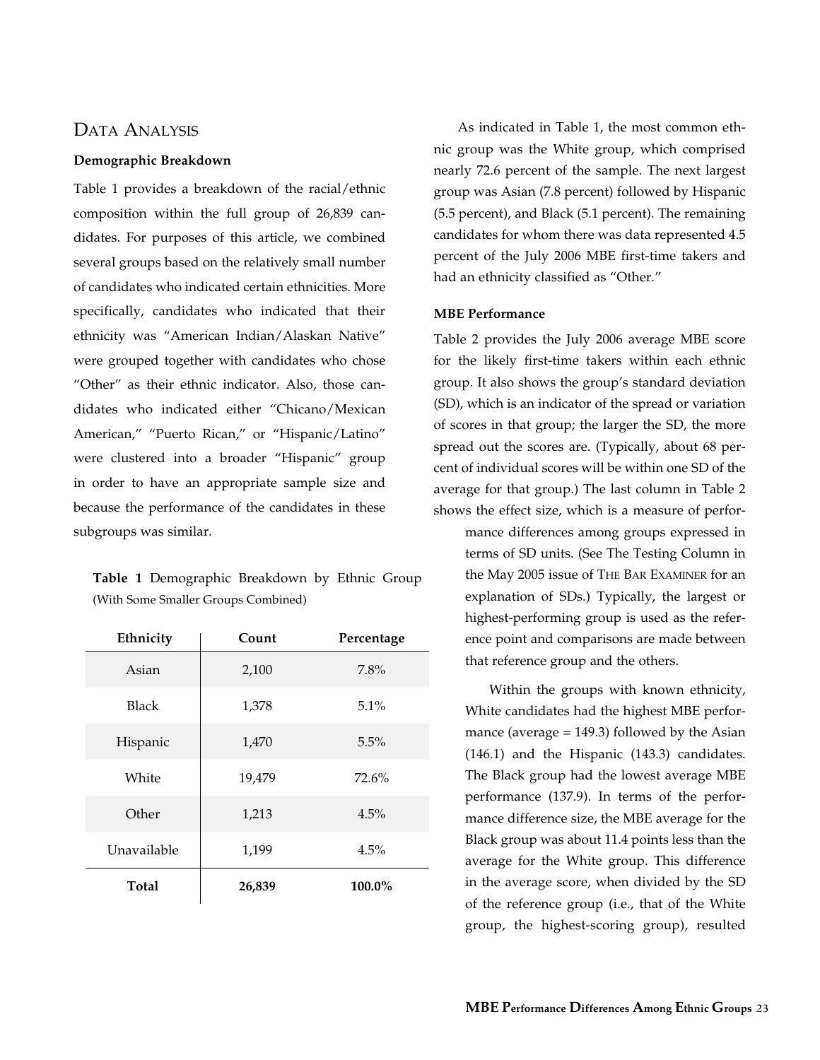## Data Analysis

### Demographic Breakdown

Table 1 provides a breakdown of the racial/ethnic composition within the full group of 26,839 candidates. For purposes of this article, we combined several groups based on the relatively small number of candidates who indicated certain ethnicities. More specifically, candidates who indicated that their ethnicity was "American Indian/Alaskan Native" were grouped together with candidates who chose "Other" as their ethnic indicator. Also, those candidates who indicated either "Chicano/Mexican American," "Puerto Rican," or "Hispanic/Latino" were clustered into a broader "Hispanic" group in order to have an appropriate sample size and because the performance of the candidates in these subgroups was similar.

**Table 1** Demographic Breakdown by Ethnic Group (With Some Smaller Groups Combined)

| Ethnicity | Count | Percentage |
|---|---|---|
| Asian | 2,100 | 7.8% |
| Black | 1,378 | 5.1% |
| Hispanic | 1,470 | 5.5% |
| White | 19,479 | 72.6% |
| Other | 1,213 | 4.5% |
| Unavailable | 1,199 | 4.5% |
| **Total** | **26,839** | **100.0%** |

As indicated in Table 1, the most common ethnic group was the White group, which comprised nearly 72.6 percent of the sample. The next largest group was Asian (7.8 percent) followed by Hispanic (5.5 percent), and Black (5.1 percent). The remaining candidates for whom there was data represented 4.5 percent of the July 2006 MBE first-time takers and had an ethnicity classified as "Other."

### MBE Performance

Table 2 provides the July 2006 average MBE score for the likely first-time takers within each ethnic group. It also shows the group's standard deviation (SD), which is an indicator of the spread or variation of scores in that group; the larger the SD, the more spread out the scores are. (Typically, about 68 percent of individual scores will be within one SD of the average for that group.) The last column in Table 2 shows the effect size, which is a measure of performance differences among groups expressed in terms of SD units. (See The Testing Column in the May 2005 issue of The Bar Examiner for an explanation of SDs.) Typically, the largest or highest-performing group is used as the reference point and comparisons are made between that reference group and the others.

Within the groups with known ethnicity, White candidates had the highest MBE performance (average = 149.3) followed by the Asian (146.1) and the Hispanic (143.3) candidates. The Black group had the lowest average MBE performance (137.9). In terms of the performance difference size, the MBE average for the Black group was about 11.4 points less than the average for the White group. This difference in the average score, when divided by the SD of the reference group (i.e., that of the White group, the highest-scoring group), resulted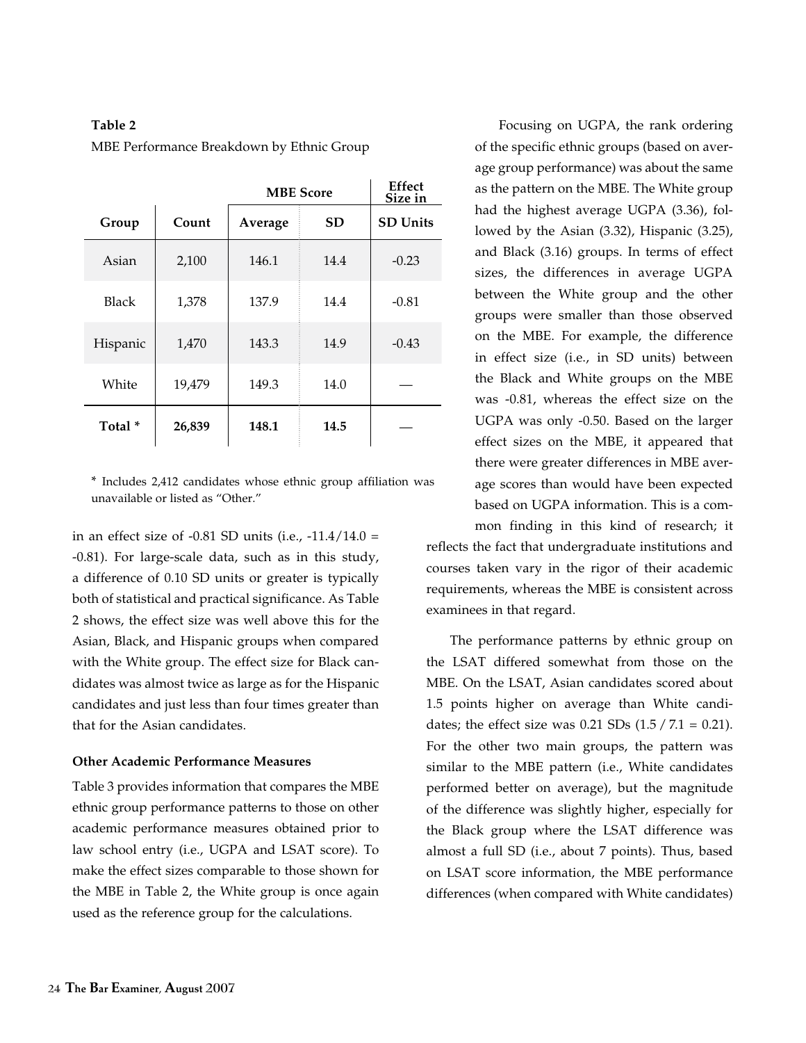**Table 2**

MBE Performance Breakdown by Ethnic Group

| Group | Count | MBE Score | | Effect Size in |
|---|---|---|---|---|
| | | Average | SD | SD Units |
| Asian | 2,100 | 146.1 | 14.4 | -0.23 |
| Black | 1,378 | 137.9 | 14.4 | -0.81 |
| Hispanic | 1,470 | 143.3 | 14.9 | -0.43 |
| White | 19,479 | 149.3 | 14.0 | — |
| **Total** * | **26,839** | **148.1** | **14.5** | — |

* Includes 2,412 candidates whose ethnic group affiliation was unavailable or listed as "Other."

in an effect size of -0.81 SD units (i.e., -11.4/14.0 = -0.81). For large-scale data, such as in this study, a difference of 0.10 SD units or greater is typically both of statistical and practical significance. As Table 2 shows, the effect size was well above this for the Asian, Black, and Hispanic groups when compared with the White group. The effect size for Black candidates was almost twice as large as for the Hispanic candidates and just less than four times greater than that for the Asian candidates.

**Other Academic Performance Measures**

Table 3 provides information that compares the MBE ethnic group performance patterns to those on other academic performance measures obtained prior to law school entry (i.e., UGPA and LSAT score). To make the effect sizes comparable to those shown for the MBE in Table 2, the White group is once again used as the reference group for the calculations.

Focusing on UGPA, the rank ordering of the specific ethnic groups (based on average group performance) was about the same as the pattern on the MBE. The White group had the highest average UGPA (3.36), followed by the Asian (3.32), Hispanic (3.25), and Black (3.16) groups. In terms of effect sizes, the differences in average UGPA between the White group and the other groups were smaller than those observed on the MBE. For example, the difference in effect size (i.e., in SD units) between the Black and White groups on the MBE was -0.81, whereas the effect size on the UGPA was only -0.50. Based on the larger effect sizes on the MBE, it appeared that there were greater differences in MBE average scores than would have been expected based on UGPA information. This is a common finding in this kind of research; it reflects the fact that undergraduate institutions and courses taken vary in the rigor of their academic requirements, whereas the MBE is consistent across examinees in that regard.

The performance patterns by ethnic group on the LSAT differed somewhat from those on the MBE. On the LSAT, Asian candidates scored about 1.5 points higher on average than White candidates; the effect size was 0.21 SDs (1.5 / 7.1 = 0.21). For the other two main groups, the pattern was similar to the MBE pattern (i.e., White candidates performed better on average), but the magnitude of the difference was slightly higher, especially for the Black group where the LSAT difference was almost a full SD (i.e., about 7 points). Thus, based on LSAT score information, the MBE performance differences (when compared with White candidates)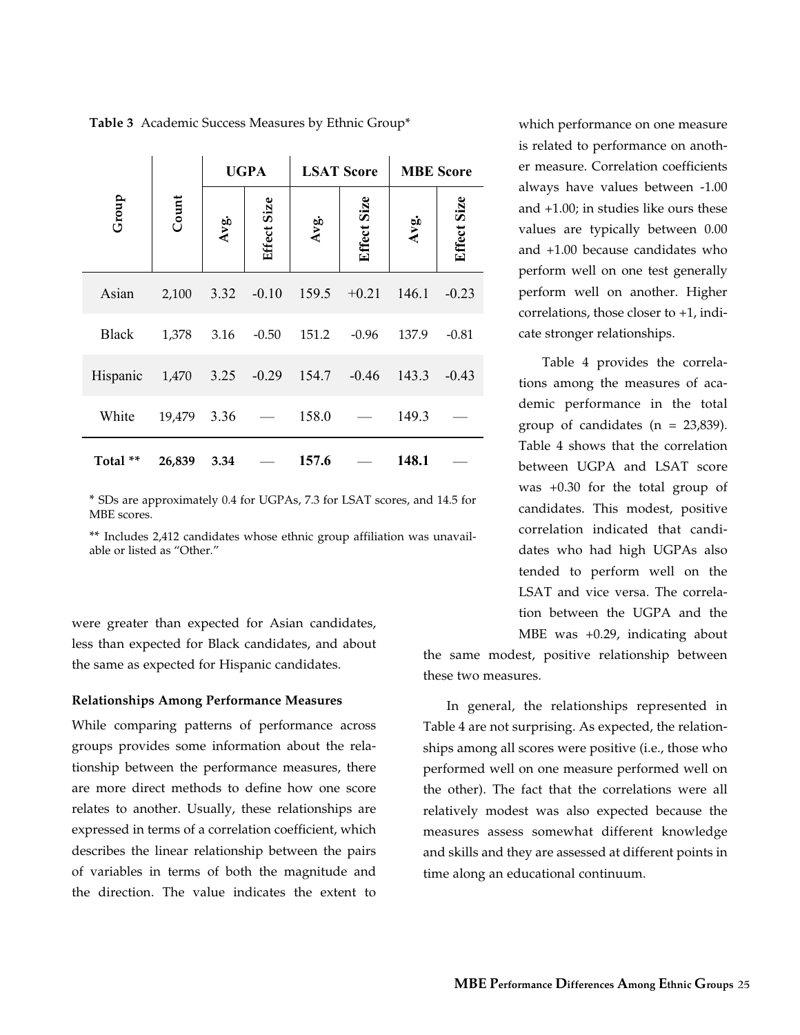**Table 3** Academic Success Measures by Ethnic Group*

| Group | Count | UGPA | | LSAT Score | | MBE Score | |
|---|---|---|---|---|---|---|---|
| | | Avg. | Effect Size | Avg. | Effect Size | Avg. | Effect Size |
| Asian | 2,100 | 3.32 | -0.10 | 159.5 | +0.21 | 146.1 | -0.23 |
| Black | 1,378 | 3.16 | -0.50 | 151.2 | -0.96 | 137.9 | -0.81 |
| Hispanic | 1,470 | 3.25 | -0.29 | 154.7 | -0.46 | 143.3 | -0.43 |
| White | 19,479 | 3.36 | — | 158.0 | — | 149.3 | — |
| **Total **** | **26,839** | **3.34** | — | **157.6** | — | **148.1** | — |

* SDs are approximately 0.4 for UGPAs, 7.3 for LSAT scores, and 14.5 for MBE scores.

** Includes 2,412 candidates whose ethnic group affiliation was unavailable or listed as "Other."

were greater than expected for Asian candidates, less than expected for Black candidates, and about the same as expected for Hispanic candidates.

#### Relationships Among Performance Measures

While comparing patterns of performance across groups provides some information about the relationship between the performance measures, there are more direct methods to define how one score relates to another. Usually, these relationships are expressed in terms of a correlation coefficient, which describes the linear relationship between the pairs of variables in terms of both the magnitude and the direction. The value indicates the extent to which performance on one measure is related to performance on another measure. Correlation coefficients always have values between -1.00 and +1.00; in studies like ours these values are typically between 0.00 and +1.00 because candidates who perform well on one test generally perform well on another. Higher correlations, those closer to +1, indicate stronger relationships.

Table 4 provides the correlations among the measures of academic performance in the total group of candidates (n = 23,839). Table 4 shows that the correlation between UGPA and LSAT score was +0.30 for the total group of candidates. This modest, positive correlation indicated that candidates who had high UGPAs also tended to perform well on the LSAT and vice versa. The correlation between the UGPA and the MBE was +0.29, indicating about the same modest, positive relationship between these two measures.

In general, the relationships represented in Table 4 are not surprising. As expected, the relationships among all scores were positive (i.e., those who performed well on one measure performed well on the other). The fact that the correlations were all relatively modest was also expected because the measures assess somewhat different knowledge and skills and they are assessed at different points in time along an educational continuum.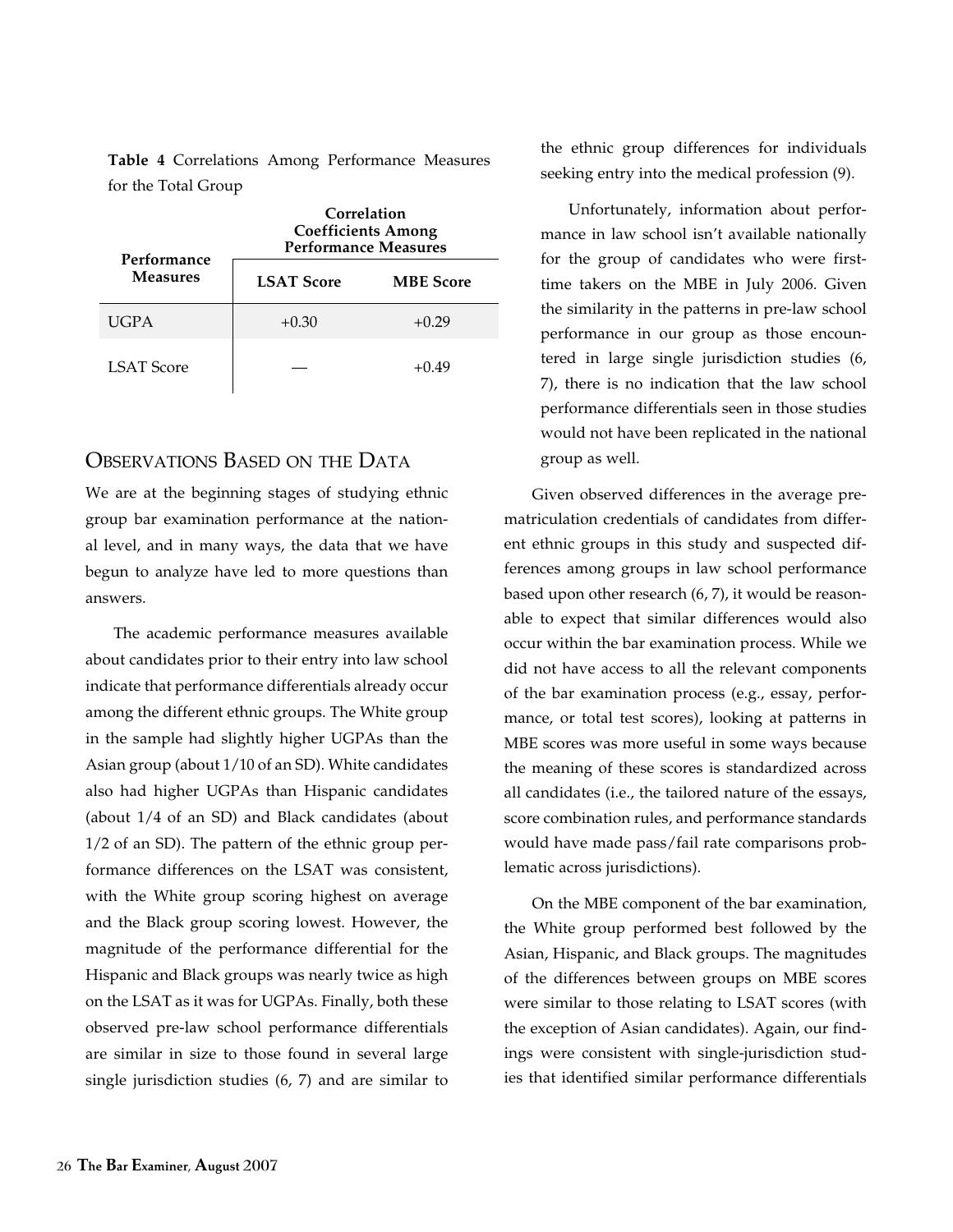**Table 4** Correlations Among Performance Measures for the Total Group

| Performance Measures | Correlation Coefficients Among Performance Measures | |
|---|---|---|
| | LSAT Score | MBE Score |
| UGPA | +0.30 | +0.29 |
| LSAT Score | — | +0.49 |

## Observations Based on the Data

We are at the beginning stages of studying ethnic group bar examination performance at the national level, and in many ways, the data that we have begun to analyze have led to more questions than answers.

The academic performance measures available about candidates prior to their entry into law school indicate that performance differentials already occur among the different ethnic groups. The White group in the sample had slightly higher UGPAs than the Asian group (about 1/10 of an SD). White candidates also had higher UGPAs than Hispanic candidates (about 1/4 of an SD) and Black candidates (about 1/2 of an SD). The pattern of the ethnic group performance differences on the LSAT was consistent, with the White group scoring highest on average and the Black group scoring lowest. However, the magnitude of the performance differential for the Hispanic and Black groups was nearly twice as high on the LSAT as it was for UGPAs. Finally, both these observed pre-law school performance differentials are similar in size to those found in several large single jurisdiction studies (6, 7) and are similar to the ethnic group differences for individuals seeking entry into the medical profession (9).

Unfortunately, information about performance in law school isn't available nationally for the group of candidates who were first-time takers on the MBE in July 2006. Given the similarity in the patterns in pre-law school performance in our group as those encountered in large single jurisdiction studies (6, 7), there is no indication that the law school performance differentials seen in those studies would not have been replicated in the national group as well.

Given observed differences in the average pre-matriculation credentials of candidates from different ethnic groups in this study and suspected differences among groups in law school performance based upon other research (6, 7), it would be reasonable to expect that similar differences would also occur within the bar examination process. While we did not have access to all the relevant components of the bar examination process (e.g., essay, performance, or total test scores), looking at patterns in MBE scores was more useful in some ways because the meaning of these scores is standardized across all candidates (i.e., the tailored nature of the essays, score combination rules, and performance standards would have made pass/fail rate comparisons problematic across jurisdictions).

On the MBE component of the bar examination, the White group performed best followed by the Asian, Hispanic, and Black groups. The magnitudes of the differences between groups on MBE scores were similar to those relating to LSAT scores (with the exception of Asian candidates). Again, our findings were consistent with single-jurisdiction studies that identified similar performance differentials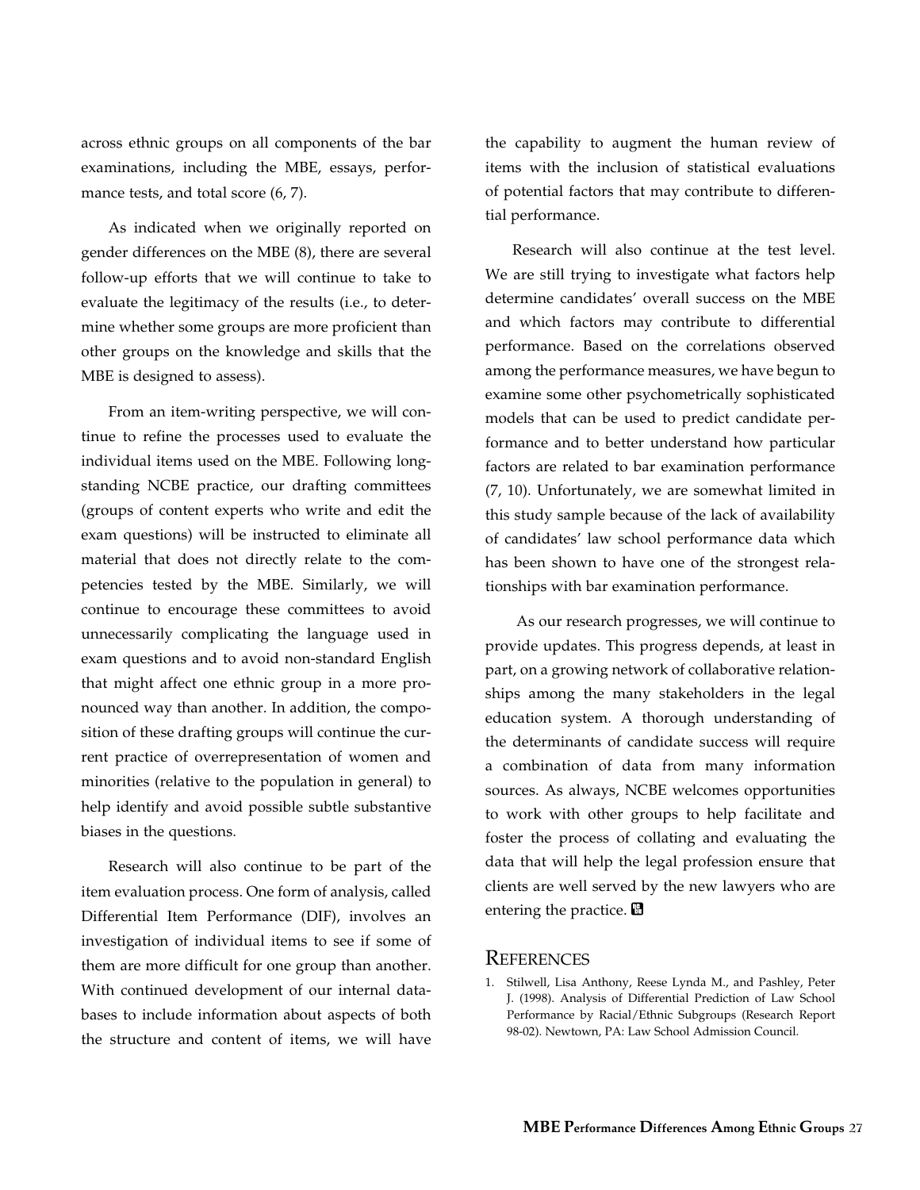across ethnic groups on all components of the bar examinations, including the MBE, essays, performance tests, and total score (6, 7).

As indicated when we originally reported on gender differences on the MBE (8), there are several follow-up efforts that we will continue to take to evaluate the legitimacy of the results (i.e., to determine whether some groups are more proficient than other groups on the knowledge and skills that the MBE is designed to assess).

From an item-writing perspective, we will continue to refine the processes used to evaluate the individual items used on the MBE. Following longstanding NCBE practice, our drafting committees (groups of content experts who write and edit the exam questions) will be instructed to eliminate all material that does not directly relate to the competencies tested by the MBE. Similarly, we will continue to encourage these committees to avoid unnecessarily complicating the language used in exam questions and to avoid non-standard English that might affect one ethnic group in a more pronounced way than another. In addition, the composition of these drafting groups will continue the current practice of overrepresentation of women and minorities (relative to the population in general) to help identify and avoid possible subtle substantive biases in the questions.

Research will also continue to be part of the item evaluation process. One form of analysis, called Differential Item Performance (DIF), involves an investigation of individual items to see if some of them are more difficult for one group than another. With continued development of our internal databases to include information about aspects of both the structure and content of items, we will have the capability to augment the human review of items with the inclusion of statistical evaluations of potential factors that may contribute to differential performance.

Research will also continue at the test level. We are still trying to investigate what factors help determine candidates' overall success on the MBE and which factors may contribute to differential performance. Based on the correlations observed among the performance measures, we have begun to examine some other psychometrically sophisticated models that can be used to predict candidate performance and to better understand how particular factors are related to bar examination performance (7, 10). Unfortunately, we are somewhat limited in this study sample because of the lack of availability of candidates' law school performance data which has been shown to have one of the strongest relationships with bar examination performance.

As our research progresses, we will continue to provide updates. This progress depends, at least in part, on a growing network of collaborative relationships among the many stakeholders in the legal education system. A thorough understanding of the determinants of candidate success will require a combination of data from many information sources. As always, NCBE welcomes opportunities to work with other groups to help facilitate and foster the process of collating and evaluating the data that will help the legal profession ensure that clients are well served by the new lawyers who are entering the practice.

## References

1. Stilwell, Lisa Anthony, Reese Lynda M., and Pashley, Peter J. (1998). Analysis of Differential Prediction of Law School Performance by Racial/Ethnic Subgroups (Research Report 98-02). Newtown, PA: Law School Admission Council.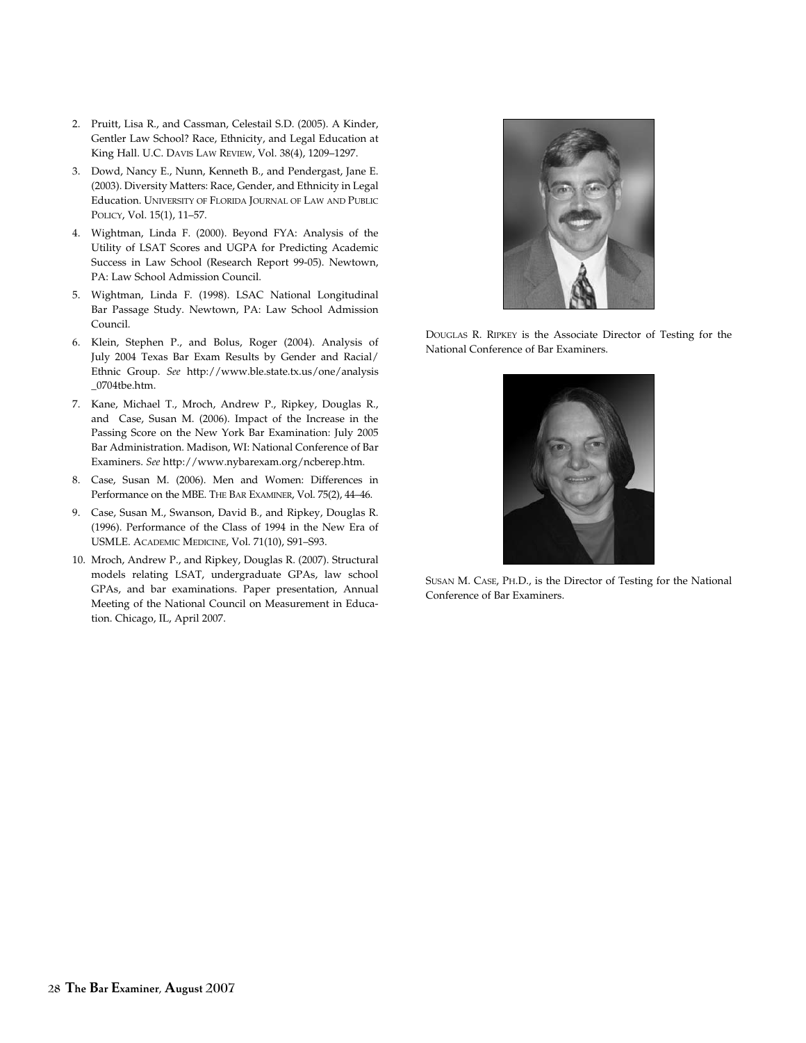2. Pruitt, Lisa R., and Cassman, Celestail S.D. (2005). A Kinder, Gentler Law School? Race, Ethnicity, and Legal Education at King Hall. U.C. Davis Law Review, Vol. 38(4), 1209–1297.
3. Dowd, Nancy E., Nunn, Kenneth B., and Pendergast, Jane E. (2003). Diversity Matters: Race, Gender, and Ethnicity in Legal Education. University of Florida Journal of Law and Public Policy, Vol. 15(1), 11–57.
4. Wightman, Linda F. (2000). Beyond FYA: Analysis of the Utility of LSAT Scores and UGPA for Predicting Academic Success in Law School (Research Report 99-05). Newtown, PA: Law School Admission Council.
5. Wightman, Linda F. (1998). LSAC National Longitudinal Bar Passage Study. Newtown, PA: Law School Admission Council.
6. Klein, Stephen P., and Bolus, Roger (2004). Analysis of July 2004 Texas Bar Exam Results by Gender and Racial/Ethnic Group. *See* http://www.ble.state.tx.us/one/analysis_0704tbe.htm.
7. Kane, Michael T., Mroch, Andrew P., Ripkey, Douglas R., and Case, Susan M. (2006). Impact of the Increase in the Passing Score on the New York Bar Examination: July 2005 Bar Administration. Madison, WI: National Conference of Bar Examiners. *See* http://www.nybarexam.org/ncberep.htm.
8. Case, Susan M. (2006). Men and Women: Differences in Performance on the MBE. The Bar Examiner, Vol. 75(2), 44–46.
9. Case, Susan M., Swanson, David B., and Ripkey, Douglas R. (1996). Performance of the Class of 1994 in the New Era of USMLE. Academic Medicine, Vol. 71(10), S91–S93.
10. Mroch, Andrew P., and Ripkey, Douglas R. (2007). Structural models relating LSAT, undergraduate GPAs, law school GPAs, and bar examinations. Paper presentation, Annual Meeting of the National Council on Measurement in Education. Chicago, IL, April 2007.

Douglas R. Ripkey is the Associate Director of Testing for the National Conference of Bar Examiners.

Susan M. Case, Ph.D., is the Director of Testing for the National Conference of Bar Examiners.